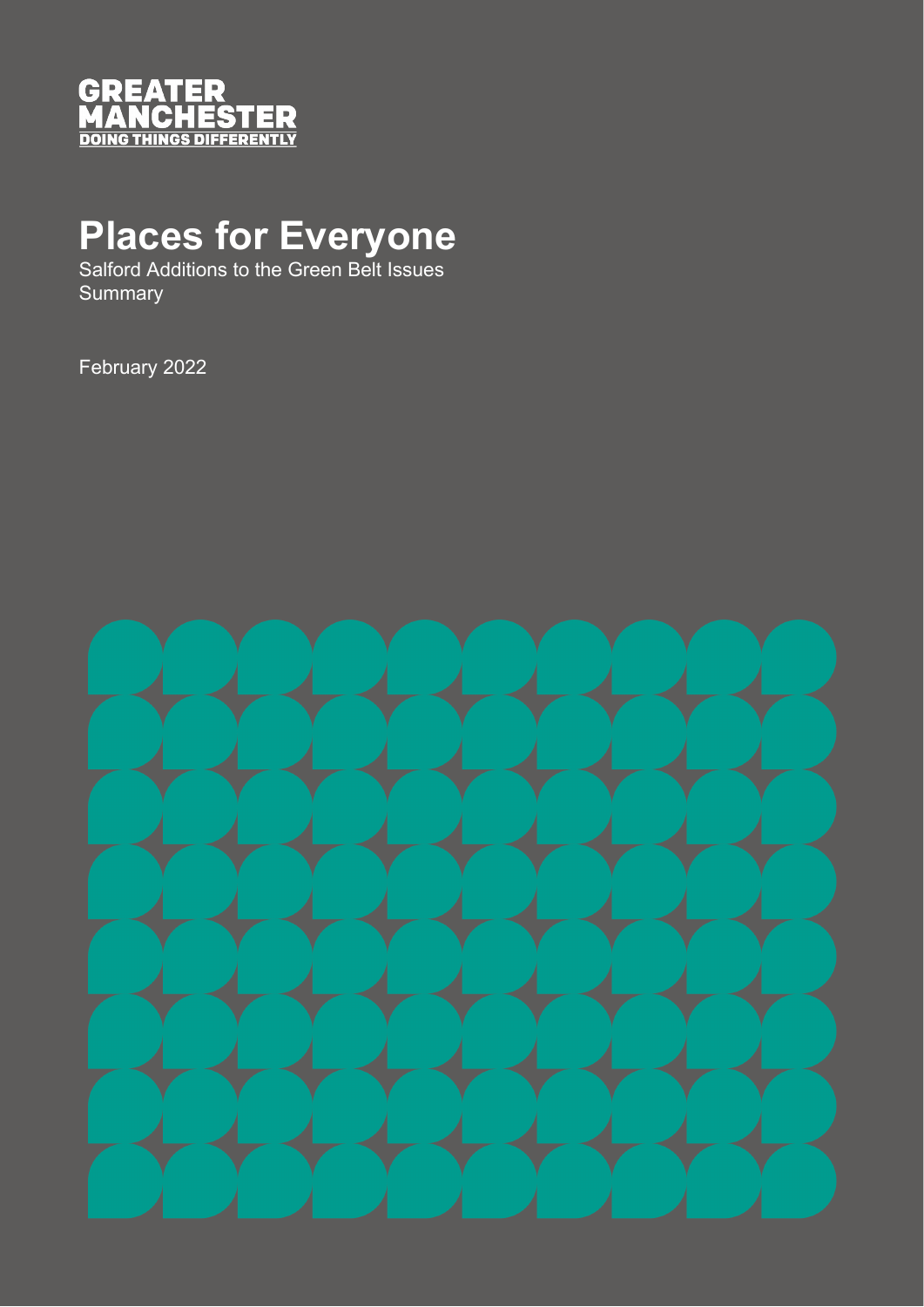GREATER MANCHESTER
DOING THINGS DIFFERENTLY

# Places for Everyone

Salford Additions to the Green Belt Issues Summary

February 2022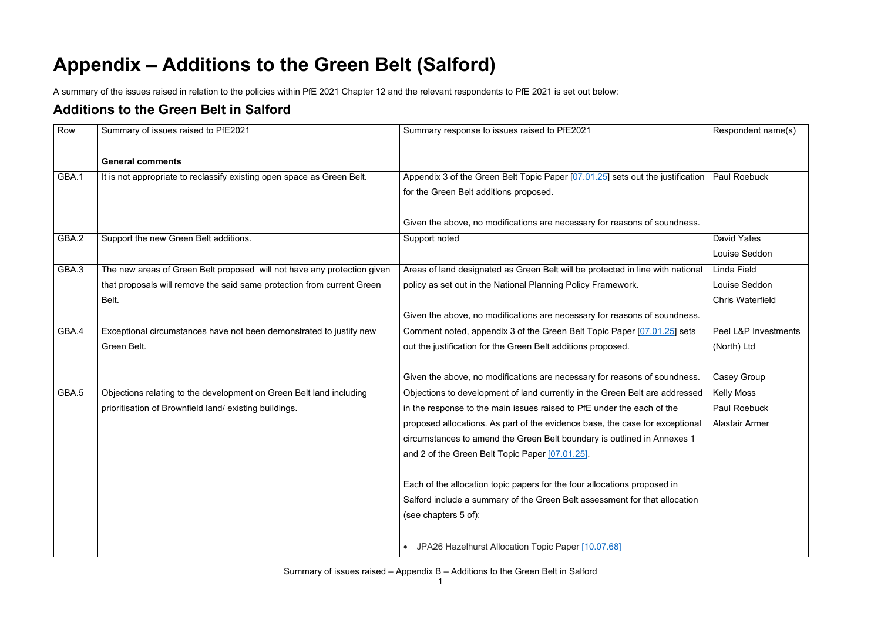# Appendix – Additions to the Green Belt (Salford)

A summary of the issues raised in relation to the policies within PfE 2021 Chapter 12 and the relevant respondents to PfE 2021 is set out below:

## Additions to the Green Belt in Salford

| Row | Summary of issues raised to PfE2021 | Summary response to issues raised to PfE2021 | Respondent name(s) |
|---|---|---|---|
| | **General comments** | | |
| GBA.1 | It is not appropriate to reclassify existing open space as Green Belt. | Appendix 3 of the Green Belt Topic Paper [07.01.25] sets out the justification for the Green Belt additions proposed.<br><br>Given the above, no modifications are necessary for reasons of soundness. | Paul Roebuck |
| GBA.2 | Support the new Green Belt additions. | Support noted | David Yates<br>Louise Seddon |
| GBA.3 | The new areas of Green Belt proposed will not have any protection given that proposals will remove the said same protection from current Green Belt. | Areas of land designated as Green Belt will be protected in line with national policy as set out in the National Planning Policy Framework.<br><br>Given the above, no modifications are necessary for reasons of soundness. | Linda Field<br>Louise Seddon<br>Chris Waterfield |
| GBA.4 | Exceptional circumstances have not been demonstrated to justify new Green Belt. | Comment noted, appendix 3 of the Green Belt Topic Paper [07.01.25] sets out the justification for the Green Belt additions proposed.<br><br>Given the above, no modifications are necessary for reasons of soundness. | Peel L&P Investments (North) Ltd<br><br>Casey Group |
| GBA.5 | Objections relating to the development on Green Belt land including prioritisation of Brownfield land/ existing buildings. | Objections to development of land currently in the Green Belt are addressed in the response to the main issues raised to PfE under the each of the proposed allocations. As part of the evidence base, the case for exceptional circumstances to amend the Green Belt boundary is outlined in Annexes 1 and 2 of the Green Belt Topic Paper [07.01.25].<br><br>Each of the allocation topic papers for the four allocations proposed in Salford include a summary of the Green Belt assessment for that allocation (see chapters 5 of):<br><br>• JPA26 Hazelhurst Allocation Topic Paper [10.07.68] | Kelly Moss<br>Paul Roebuck<br>Alastair Armer |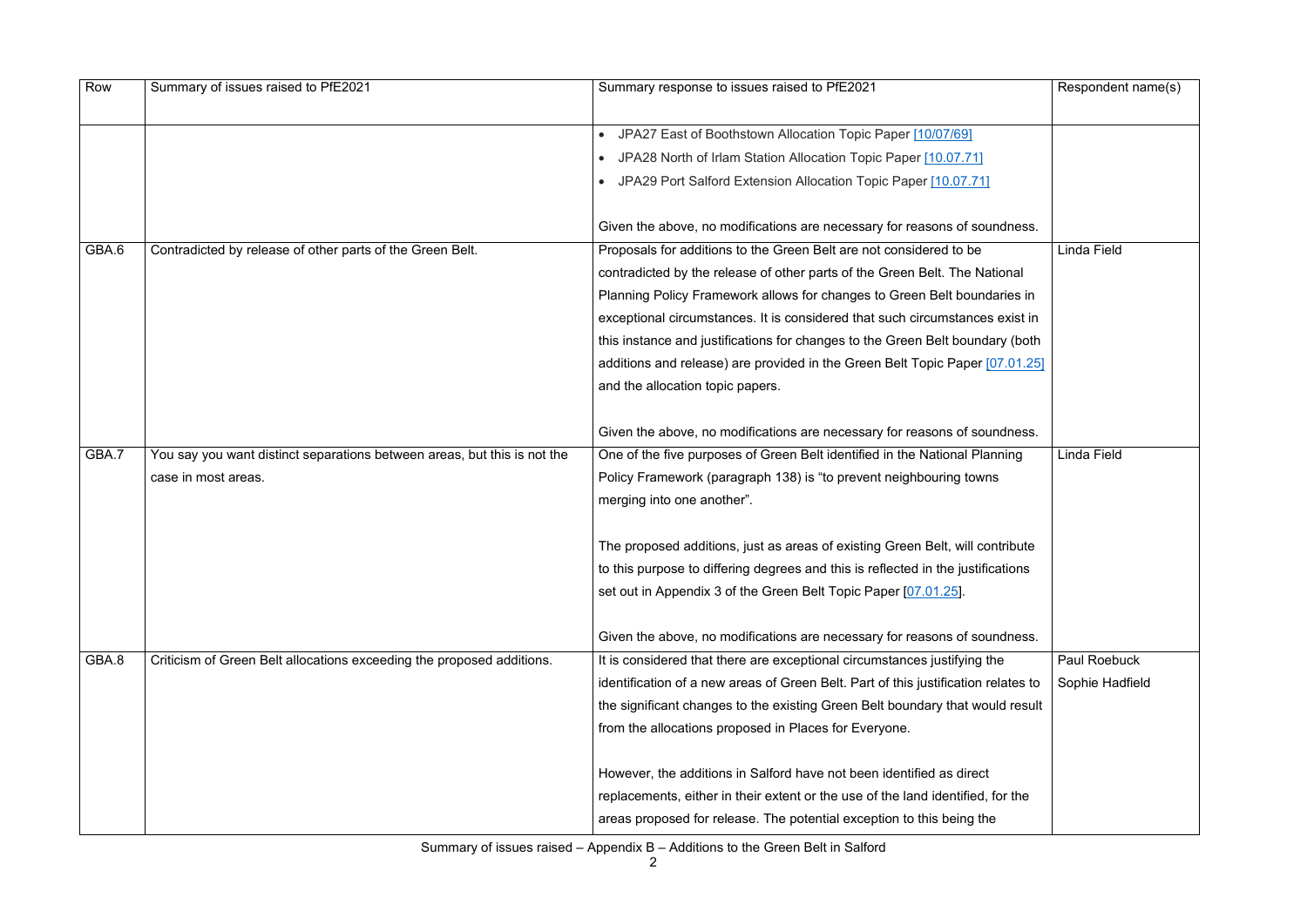| Row | Summary of issues raised to PfE2021 | Summary response to issues raised to PfE2021 | Respondent name(s) |
|---|---|---|---|
| | | • JPA27 East of Boothstown Allocation Topic Paper [10/07/69]<br>• JPA28 North of Irlam Station Allocation Topic Paper [10.07.71]<br>• JPA29 Port Salford Extension Allocation Topic Paper [10.07.71]<br><br>Given the above, no modifications are necessary for reasons of soundness. | |
| GBA.6 | Contradicted by release of other parts of the Green Belt. | Proposals for additions to the Green Belt are not considered to be contradicted by the release of other parts of the Green Belt. The National Planning Policy Framework allows for changes to Green Belt boundaries in exceptional circumstances. It is considered that such circumstances exist in this instance and justifications for changes to the Green Belt boundary (both additions and release) are provided in the Green Belt Topic Paper [07.01.25] and the allocation topic papers.<br><br>Given the above, no modifications are necessary for reasons of soundness. | Linda Field |
| GBA.7 | You say you want distinct separations between areas, but this is not the case in most areas. | One of the five purposes of Green Belt identified in the National Planning Policy Framework (paragraph 138) is "to prevent neighbouring towns merging into one another".<br><br>The proposed additions, just as areas of existing Green Belt, will contribute to this purpose to differing degrees and this is reflected in the justifications set out in Appendix 3 of the Green Belt Topic Paper [07.01.25].<br><br>Given the above, no modifications are necessary for reasons of soundness. | Linda Field |
| GBA.8 | Criticism of Green Belt allocations exceeding the proposed additions. | It is considered that there are exceptional circumstances justifying the identification of a new areas of Green Belt. Part of this justification relates to the significant changes to the existing Green Belt boundary that would result from the allocations proposed in Places for Everyone.<br><br>However, the additions in Salford have not been identified as direct replacements, either in their extent or the use of the land identified, for the areas proposed for release. The potential exception to this being the | Paul Roebuck<br>Sophie Hadfield |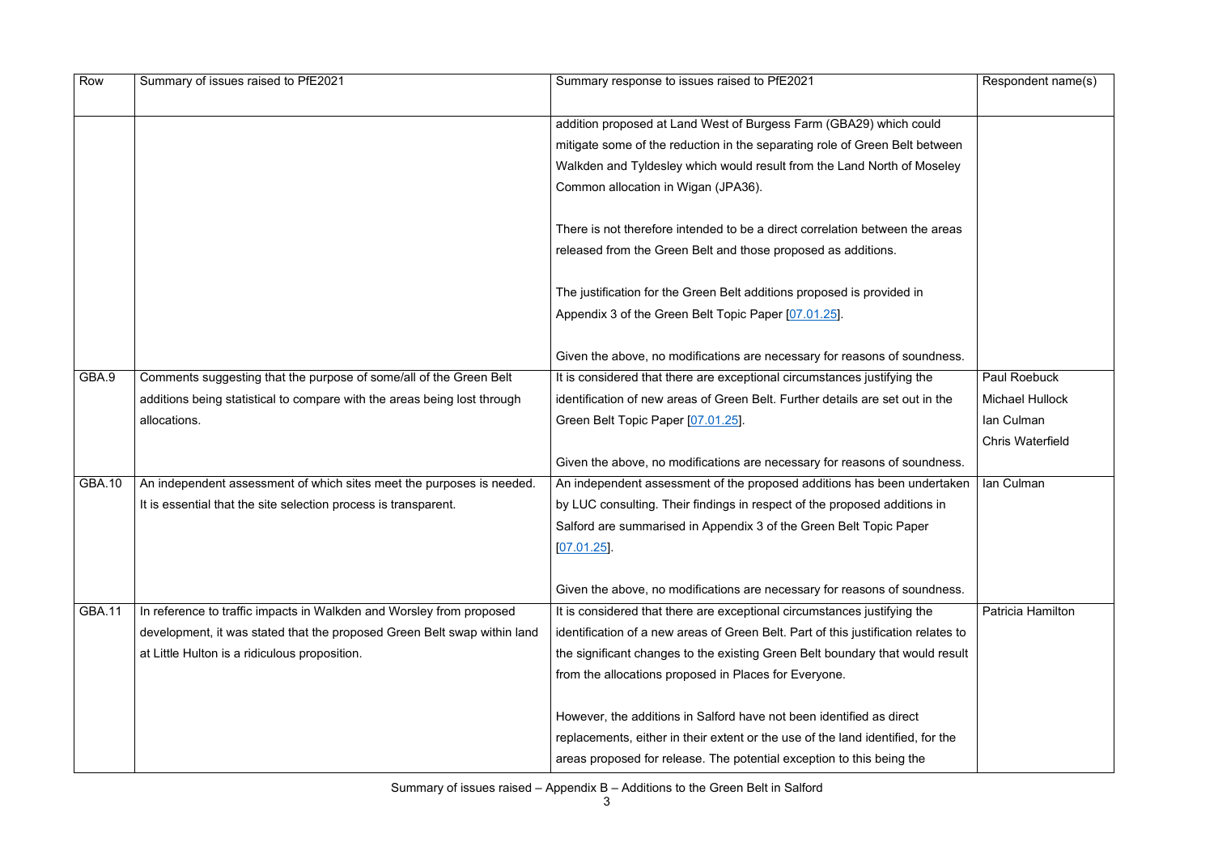| Row | Summary of issues raised to PfE2021 | Summary response to issues raised to PfE2021 | Respondent name(s) |
|---|---|---|---|
| | | addition proposed at Land West of Burgess Farm (GBA29) which could mitigate some of the reduction in the separating role of Green Belt between Walkden and Tyldesley which would result from the Land North of Moseley Common allocation in Wigan (JPA36).<br><br>There is not therefore intended to be a direct correlation between the areas released from the Green Belt and those proposed as additions.<br><br>The justification for the Green Belt additions proposed is provided in Appendix 3 of the Green Belt Topic Paper [07.01.25].<br><br>Given the above, no modifications are necessary for reasons of soundness. | |
| GBA.9 | Comments suggesting that the purpose of some/all of the Green Belt additions being statistical to compare with the areas being lost through allocations. | It is considered that there are exceptional circumstances justifying the identification of new areas of Green Belt. Further details are set out in the Green Belt Topic Paper [07.01.25].<br><br>Given the above, no modifications are necessary for reasons of soundness. | Paul Roebuck<br>Michael Hullock<br>Ian Culman<br>Chris Waterfield |
| GBA.10 | An independent assessment of which sites meet the purposes is needed. It is essential that the site selection process is transparent. | An independent assessment of the proposed additions has been undertaken by LUC consulting. Their findings in respect of the proposed additions in Salford are summarised in Appendix 3 of the Green Belt Topic Paper [07.01.25].<br><br>Given the above, no modifications are necessary for reasons of soundness. | Ian Culman |
| GBA.11 | In reference to traffic impacts in Walkden and Worsley from proposed development, it was stated that the proposed Green Belt swap within land at Little Hulton is a ridiculous proposition. | It is considered that there are exceptional circumstances justifying the identification of a new areas of Green Belt. Part of this justification relates to the significant changes to the existing Green Belt boundary that would result from the allocations proposed in Places for Everyone.<br><br>However, the additions in Salford have not been identified as direct replacements, either in their extent or the use of the land identified, for the areas proposed for release. The potential exception to this being the | Patricia Hamilton |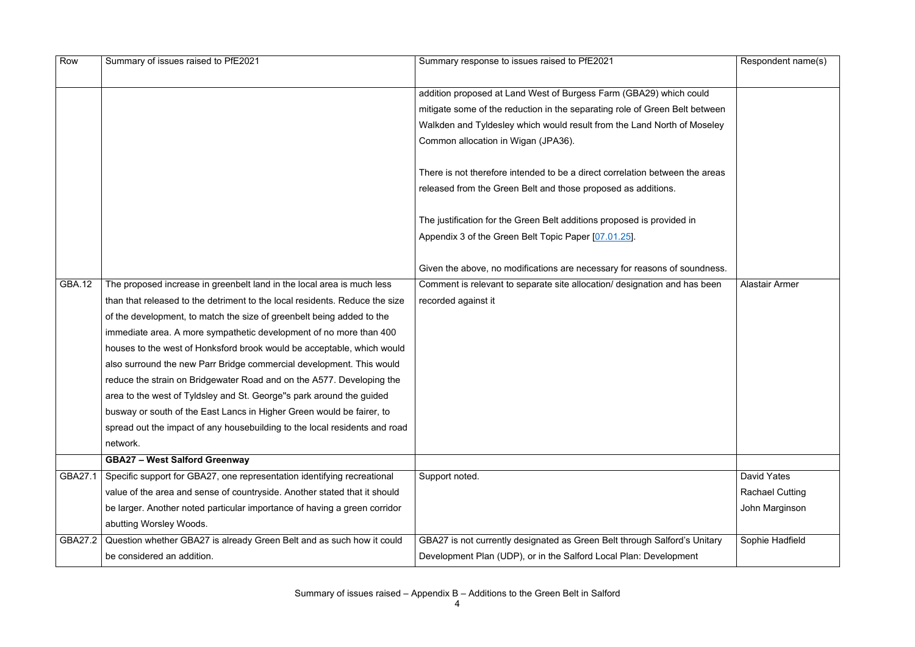| Row | Summary of issues raised to PfE2021 | Summary response to issues raised to PfE2021 | Respondent name(s) |
|---|---|---|---|
| | | addition proposed at Land West of Burgess Farm (GBA29) which could mitigate some of the reduction in the separating role of Green Belt between Walkden and Tyldesley which would result from the Land North of Moseley Common allocation in Wigan (JPA36).<br><br>There is not therefore intended to be a direct correlation between the areas released from the Green Belt and those proposed as additions.<br><br>The justification for the Green Belt additions proposed is provided in Appendix 3 of the Green Belt Topic Paper [07.01.25].<br><br>Given the above, no modifications are necessary for reasons of soundness. | |
| GBA.12 | The proposed increase in greenbelt land in the local area is much less than that released to the detriment to the local residents. Reduce the size of the development, to match the size of greenbelt being added to the immediate area. A more sympathetic development of no more than 400 houses to the west of Honksford brook would be acceptable, which would also surround the new Parr Bridge commercial development. This would reduce the strain on Bridgewater Road and on the A577. Developing the area to the west of Tyldsley and St. George''s park around the guided busway or south of the East Lancs in Higher Green would be fairer, to spread out the impact of any housebuilding to the local residents and road network. | Comment is relevant to separate site allocation/ designation and has been recorded against it | Alastair Armer |
| | **GBA27 – West Salford Greenway** | | |
| GBA27.1 | Specific support for GBA27, one representation identifying recreational value of the area and sense of countryside. Another stated that it should be larger. Another noted particular importance of having a green corridor abutting Worsley Woods. | Support noted. | David Yates<br>Rachael Cutting<br>John Marginson |
| GBA27.2 | Question whether GBA27 is already Green Belt and as such how it could be considered an addition. | GBA27 is not currently designated as Green Belt through Salford's Unitary Development Plan (UDP), or in the Salford Local Plan: Development | Sophie Hadfield |

Summary of issues raised – Appendix B – Additions to the Green Belt in Salford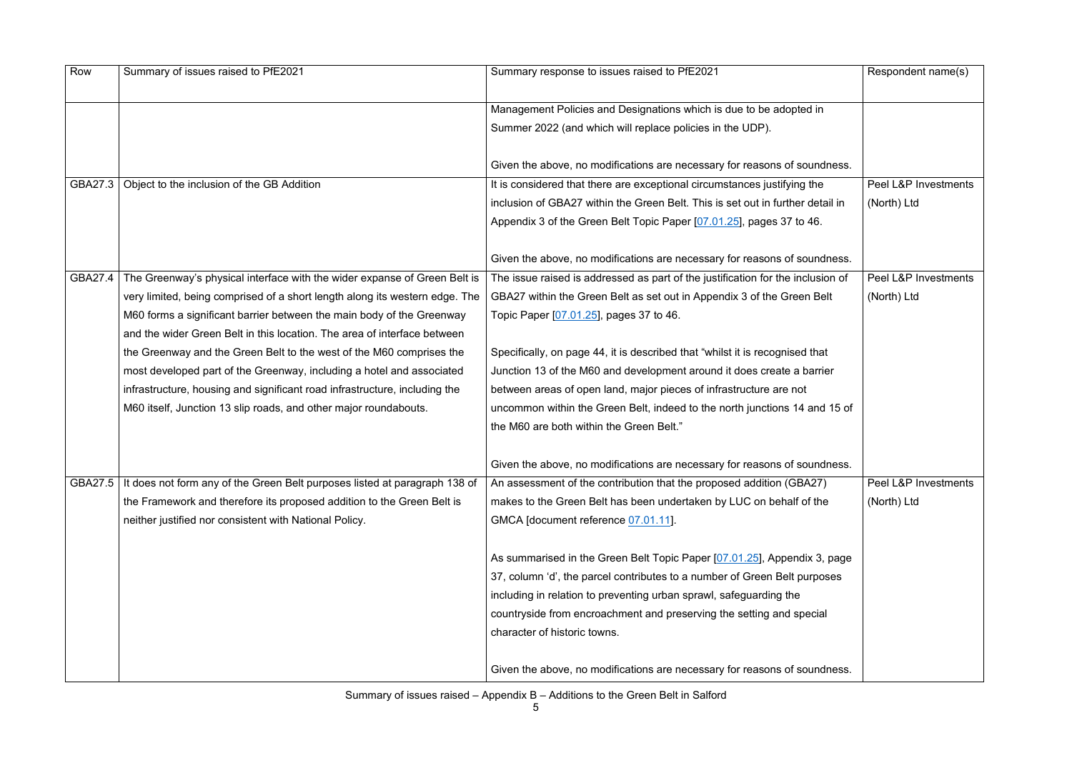| Row | Summary of issues raised to PfE2021 | Summary response to issues raised to PfE2021 | Respondent name(s) |
|---|---|---|---|
| | | Management Policies and Designations which is due to be adopted in Summer 2022 (and which will replace policies in the UDP).<br><br>Given the above, no modifications are necessary for reasons of soundness. | |
| GBA27.3 | Object to the inclusion of the GB Addition | It is considered that there are exceptional circumstances justifying the inclusion of GBA27 within the Green Belt. This is set out in further detail in Appendix 3 of the Green Belt Topic Paper [07.01.25], pages 37 to 46.<br><br>Given the above, no modifications are necessary for reasons of soundness. | Peel L&P Investments (North) Ltd |
| GBA27.4 | The Greenway's physical interface with the wider expanse of Green Belt is very limited, being comprised of a short length along its western edge. The M60 forms a significant barrier between the main body of the Greenway and the wider Green Belt in this location. The area of interface between the Greenway and the Green Belt to the west of the M60 comprises the most developed part of the Greenway, including a hotel and associated infrastructure, housing and significant road infrastructure, including the M60 itself, Junction 13 slip roads, and other major roundabouts. | The issue raised is addressed as part of the justification for the inclusion of GBA27 within the Green Belt as set out in Appendix 3 of the Green Belt Topic Paper [07.01.25], pages 37 to 46.<br><br>Specifically, on page 44, it is described that "whilst it is recognised that Junction 13 of the M60 and development around it does create a barrier between areas of open land, major pieces of infrastructure are not uncommon within the Green Belt, indeed to the north junctions 14 and 15 of the M60 are both within the Green Belt."<br><br>Given the above, no modifications are necessary for reasons of soundness. | Peel L&P Investments (North) Ltd |
| GBA27.5 | It does not form any of the Green Belt purposes listed at paragraph 138 of the Framework and therefore its proposed addition to the Green Belt is neither justified nor consistent with National Policy. | An assessment of the contribution that the proposed addition (GBA27) makes to the Green Belt has been undertaken by LUC on behalf of the GMCA [document reference 07.01.11].<br><br>As summarised in the Green Belt Topic Paper [07.01.25], Appendix 3, page 37, column 'd', the parcel contributes to a number of Green Belt purposes including in relation to preventing urban sprawl, safeguarding the countryside from encroachment and preserving the setting and special character of historic towns.<br><br>Given the above, no modifications are necessary for reasons of soundness. | Peel L&P Investments (North) Ltd |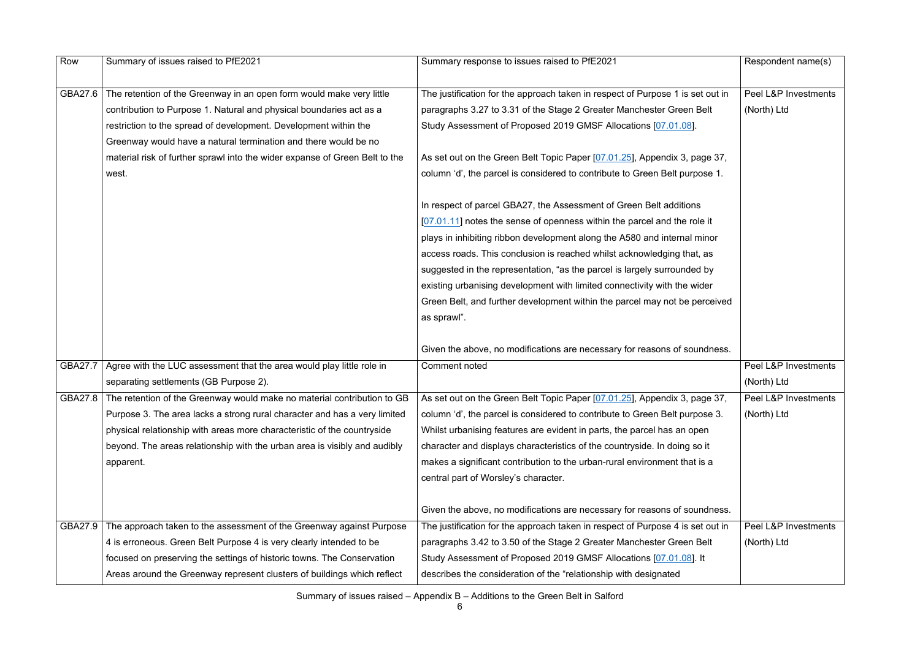| Row | Summary of issues raised to PfE2021 | Summary response to issues raised to PfE2021 | Respondent name(s) |
|---|---|---|---|
| GBA27.6 | The retention of the Greenway in an open form would make very little contribution to Purpose 1. Natural and physical boundaries act as a restriction to the spread of development. Development within the Greenway would have a natural termination and there would be no material risk of further sprawl into the wider expanse of Green Belt to the west. | The justification for the approach taken in respect of Purpose 1 is set out in paragraphs 3.27 to 3.31 of the Stage 2 Greater Manchester Green Belt Study Assessment of Proposed 2019 GMSF Allocations [07.01.08].<br><br>As set out on the Green Belt Topic Paper [07.01.25], Appendix 3, page 37, column 'd', the parcel is considered to contribute to Green Belt purpose 1.<br><br>In respect of parcel GBA27, the Assessment of Green Belt additions [07.01.11] notes the sense of openness within the parcel and the role it plays in inhibiting ribbon development along the A580 and internal minor access roads. This conclusion is reached whilst acknowledging that, as suggested in the representation, "as the parcel is largely surrounded by existing urbanising development with limited connectivity with the wider Green Belt, and further development within the parcel may not be perceived as sprawl".<br><br>Given the above, no modifications are necessary for reasons of soundness. | Peel L&P Investments (North) Ltd |
| GBA27.7 | Agree with the LUC assessment that the area would play little role in separating settlements (GB Purpose 2). | Comment noted | Peel L&P Investments (North) Ltd |
| GBA27.8 | The retention of the Greenway would make no material contribution to GB Purpose 3. The area lacks a strong rural character and has a very limited physical relationship with areas more characteristic of the countryside beyond. The areas relationship with the urban area is visibly and audibly apparent. | As set out on the Green Belt Topic Paper [07.01.25], Appendix 3, page 37, column 'd', the parcel is considered to contribute to Green Belt purpose 3. Whilst urbanising features are evident in parts, the parcel has an open character and displays characteristics of the countryside. In doing so it makes a significant contribution to the urban-rural environment that is a central part of Worsley's character.<br><br>Given the above, no modifications are necessary for reasons of soundness. | Peel L&P Investments (North) Ltd |
| GBA27.9 | The approach taken to the assessment of the Greenway against Purpose 4 is erroneous. Green Belt Purpose 4 is very clearly intended to be focused on preserving the settings of historic towns. The Conservation Areas around the Greenway represent clusters of buildings which reflect | The justification for the approach taken in respect of Purpose 4 is set out in paragraphs 3.42 to 3.50 of the Stage 2 Greater Manchester Green Belt Study Assessment of Proposed 2019 GMSF Allocations [07.01.08]. It describes the consideration of the "relationship with designated | Peel L&P Investments (North) Ltd |

Summary of issues raised – Appendix B – Additions to the Green Belt in Salford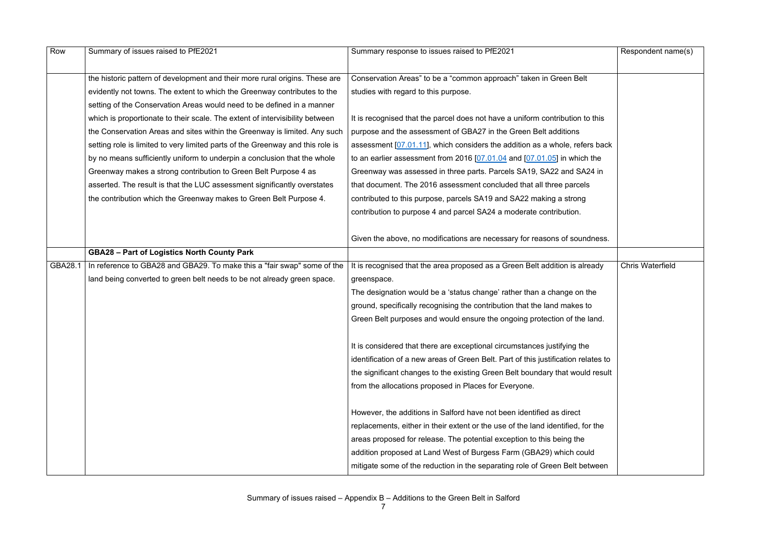| Row | Summary of issues raised to PfE2021 | Summary response to issues raised to PfE2021 | Respondent name(s) |
|---|---|---|---|
| | the historic pattern of development and their more rural origins. These are evidently not towns. The extent to which the Greenway contributes to the setting of the Conservation Areas would need to be defined in a manner which is proportionate to their scale. The extent of intervisibility between the Conservation Areas and sites within the Greenway is limited. Any such setting role is limited to very limited parts of the Greenway and this role is by no means sufficiently uniform to underpin a conclusion that the whole Greenway makes a strong contribution to Green Belt Purpose 4 as asserted. The result is that the LUC assessment significantly overstates the contribution which the Greenway makes to Green Belt Purpose 4. | Conservation Areas" to be a "common approach" taken in Green Belt studies with regard to this purpose.<br><br>It is recognised that the parcel does not have a uniform contribution to this purpose and the assessment of GBA27 in the Green Belt additions assessment [07.01.11], which considers the addition as a whole, refers back to an earlier assessment from 2016 [07.01.04 and [07.01.05] in which the Greenway was assessed in three parts. Parcels SA19, SA22 and SA24 in that document. The 2016 assessment concluded that all three parcels contributed to this purpose, parcels SA19 and SA22 making a strong contribution to purpose 4 and parcel SA24 a moderate contribution.<br><br>Given the above, no modifications are necessary for reasons of soundness. | |
| | **GBA28 – Part of Logistics North County Park** | | |
| GBA28.1 | In reference to GBA28 and GBA29. To make this a "fair swap" some of the land being converted to green belt needs to be not already green space. | It is recognised that the area proposed as a Green Belt addition is already greenspace.<br>The designation would be a 'status change' rather than a change on the ground, specifically recognising the contribution that the land makes to Green Belt purposes and would ensure the ongoing protection of the land.<br><br>It is considered that there are exceptional circumstances justifying the identification of a new areas of Green Belt. Part of this justification relates to the significant changes to the existing Green Belt boundary that would result from the allocations proposed in Places for Everyone.<br><br>However, the additions in Salford have not been identified as direct replacements, either in their extent or the use of the land identified, for the areas proposed for release. The potential exception to this being the addition proposed at Land West of Burgess Farm (GBA29) which could mitigate some of the reduction in the separating role of Green Belt between | Chris Waterfield |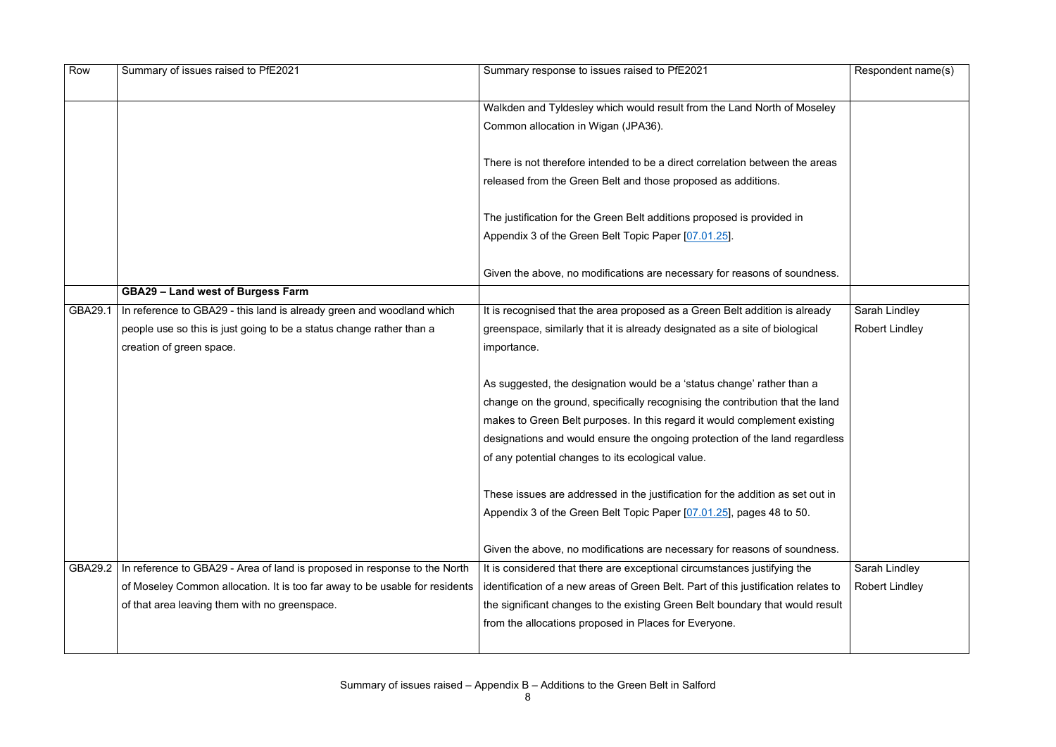| Row | Summary of issues raised to PfE2021 | Summary response to issues raised to PfE2021 | Respondent name(s) |
|---|---|---|---|
| | | Walkden and Tyldesley which would result from the Land North of Moseley Common allocation in Wigan (JPA36).<br><br>There is not therefore intended to be a direct correlation between the areas released from the Green Belt and those proposed as additions.<br><br>The justification for the Green Belt additions proposed is provided in Appendix 3 of the Green Belt Topic Paper [07.01.25].<br><br>Given the above, no modifications are necessary for reasons of soundness. | |
| | **GBA29 – Land west of Burgess Farm** | | |
| GBA29.1 | In reference to GBA29 - this land is already green and woodland which people use so this is just going to be a status change rather than a creation of green space. | It is recognised that the area proposed as a Green Belt addition is already greenspace, similarly that it is already designated as a site of biological importance.<br><br>As suggested, the designation would be a 'status change' rather than a change on the ground, specifically recognising the contribution that the land makes to Green Belt purposes. In this regard it would complement existing designations and would ensure the ongoing protection of the land regardless of any potential changes to its ecological value.<br><br>These issues are addressed in the justification for the addition as set out in Appendix 3 of the Green Belt Topic Paper [07.01.25], pages 48 to 50.<br><br>Given the above, no modifications are necessary for reasons of soundness. | Sarah Lindley<br>Robert Lindley |
| GBA29.2 | In reference to GBA29 - Area of land is proposed in response to the North of Moseley Common allocation. It is too far away to be usable for residents of that area leaving them with no greenspace. | It is considered that there are exceptional circumstances justifying the identification of a new areas of Green Belt. Part of this justification relates to the significant changes to the existing Green Belt boundary that would result from the allocations proposed in Places for Everyone. | Sarah Lindley<br>Robert Lindley |

Summary of issues raised – Appendix B – Additions to the Green Belt in Salford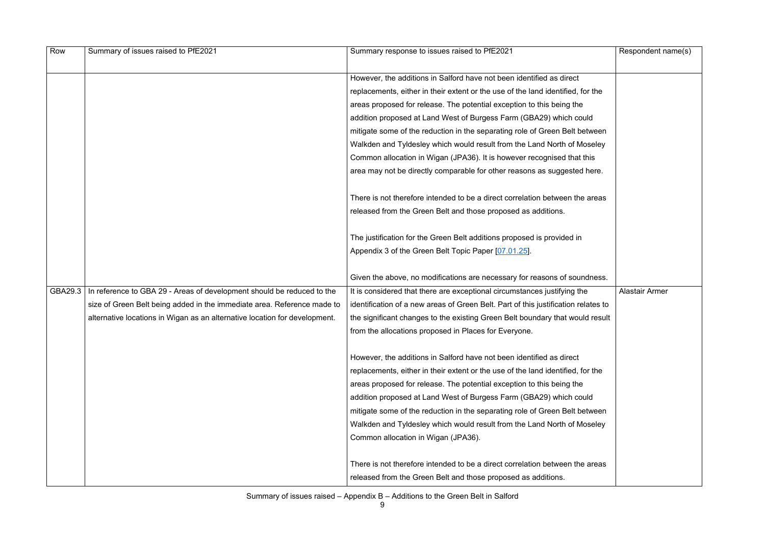| Row | Summary of issues raised to PfE2021 | Summary response to issues raised to PfE2021 | Respondent name(s) |
|---|---|---|---|
| | | However, the additions in Salford have not been identified as direct replacements, either in their extent or the use of the land identified, for the areas proposed for release. The potential exception to this being the addition proposed at Land West of Burgess Farm (GBA29) which could mitigate some of the reduction in the separating role of Green Belt between Walkden and Tyldesley which would result from the Land North of Moseley Common allocation in Wigan (JPA36). It is however recognised that this area may not be directly comparable for other reasons as suggested here.<br><br>There is not therefore intended to be a direct correlation between the areas released from the Green Belt and those proposed as additions.<br><br>The justification for the Green Belt additions proposed is provided in Appendix 3 of the Green Belt Topic Paper [07.01.25].<br><br>Given the above, no modifications are necessary for reasons of soundness. | |
| GBA29.3 | In reference to GBA 29 - Areas of development should be reduced to the size of Green Belt being added in the immediate area. Reference made to alternative locations in Wigan as an alternative location for development. | It is considered that there are exceptional circumstances justifying the identification of a new areas of Green Belt. Part of this justification relates to the significant changes to the existing Green Belt boundary that would result from the allocations proposed in Places for Everyone.<br><br>However, the additions in Salford have not been identified as direct replacements, either in their extent or the use of the land identified, for the areas proposed for release. The potential exception to this being the addition proposed at Land West of Burgess Farm (GBA29) which could mitigate some of the reduction in the separating role of Green Belt between Walkden and Tyldesley which would result from the Land North of Moseley Common allocation in Wigan (JPA36).<br><br>There is not therefore intended to be a direct correlation between the areas released from the Green Belt and those proposed as additions. | Alastair Armer |

Summary of issues raised – Appendix B – Additions to the Green Belt in Salford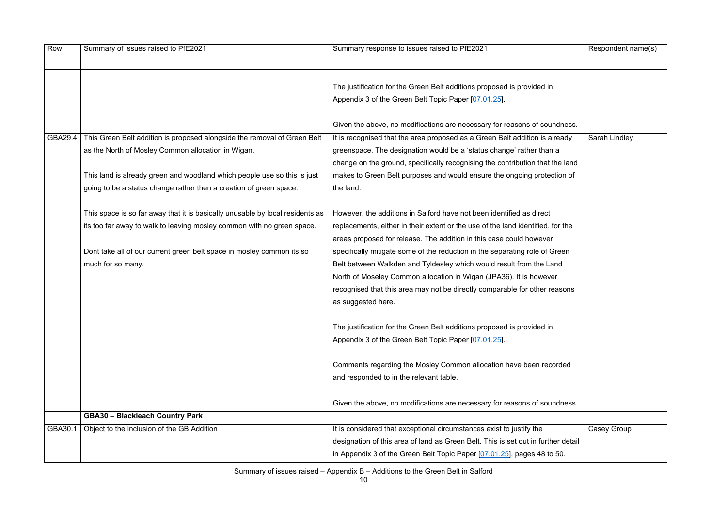| Row | Summary of issues raised to PfE2021 | Summary response to issues raised to PfE2021 | Respondent name(s) |
|---|---|---|---|
| | | The justification for the Green Belt additions proposed is provided in Appendix 3 of the Green Belt Topic Paper [07.01.25].<br><br>Given the above, no modifications are necessary for reasons of soundness. | |
| GBA29.4 | This Green Belt addition is proposed alongside the removal of Green Belt as the North of Mosley Common allocation in Wigan.<br><br>This land is already green and woodland which people use so this is just going to be a status change rather then a creation of green space.<br><br>This space is so far away that it is basically unusable by local residents as its too far away to walk to leaving mosley common with no green space.<br><br>Dont take all of our current green belt space in mosley common its so much for so many. | It is recognised that the area proposed as a Green Belt addition is already greenspace. The designation would be a 'status change' rather than a change on the ground, specifically recognising the contribution that the land makes to Green Belt purposes and would ensure the ongoing protection of the land.<br><br>However, the additions in Salford have not been identified as direct replacements, either in their extent or the use of the land identified, for the areas proposed for release. The addition in this case could however specifically mitigate some of the reduction in the separating role of Green Belt between Walkden and Tyldesley which would result from the Land North of Moseley Common allocation in Wigan (JPA36). It is however recognised that this area may not be directly comparable for other reasons as suggested here.<br><br>The justification for the Green Belt additions proposed is provided in Appendix 3 of the Green Belt Topic Paper [07.01.25].<br><br>Comments regarding the Mosley Common allocation have been recorded and responded to in the relevant table.<br><br>Given the above, no modifications are necessary for reasons of soundness. | Sarah Lindley |
| | **GBA30 – Blackleach Country Park** | | |
| GBA30.1 | Object to the inclusion of the GB Addition | It is considered that exceptional circumstances exist to justify the designation of this area of land as Green Belt. This is set out in further detail in Appendix 3 of the Green Belt Topic Paper [07.01.25], pages 48 to 50. | Casey Group |

Summary of issues raised – Appendix B – Additions to the Green Belt in Salford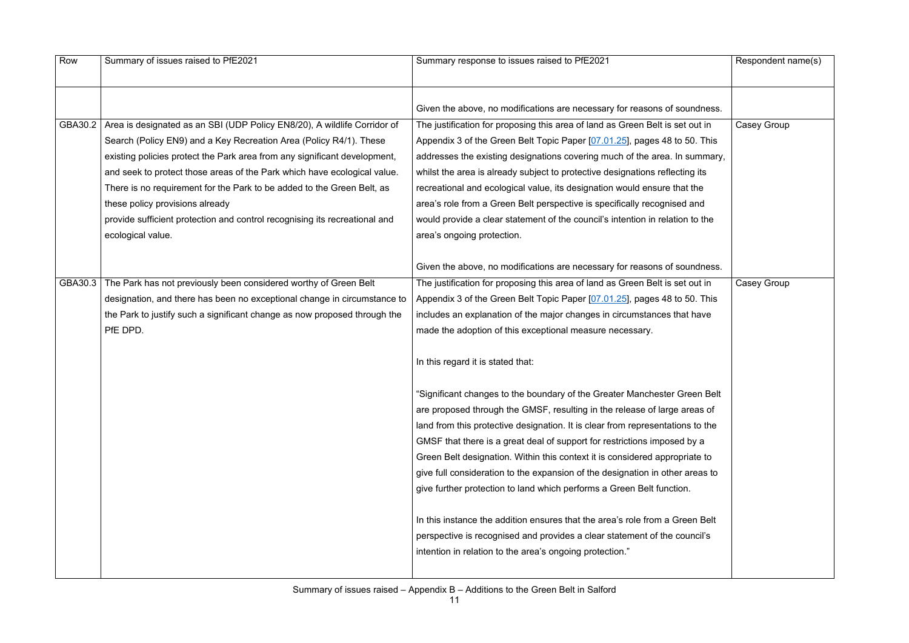| Row | Summary of issues raised to PfE2021 | Summary response to issues raised to PfE2021 | Respondent name(s) |
|---|---|---|---|
| | | Given the above, no modifications are necessary for reasons of soundness. | |
| GBA30.2 | Area is designated as an SBI (UDP Policy EN8/20), A wildlife Corridor of Search (Policy EN9) and a Key Recreation Area (Policy R4/1). These existing policies protect the Park area from any significant development, and seek to protect those areas of the Park which have ecological value. There is no requirement for the Park to be added to the Green Belt, as these policy provisions already provide sufficient protection and control recognising its recreational and ecological value. | The justification for proposing this area of land as Green Belt is set out in Appendix 3 of the Green Belt Topic Paper [07.01.25], pages 48 to 50. This addresses the existing designations covering much of the area. In summary, whilst the area is already subject to protective designations reflecting its recreational and ecological value, its designation would ensure that the area's role from a Green Belt perspective is specifically recognised and would provide a clear statement of the council's intention in relation to the area's ongoing protection.<br><br>Given the above, no modifications are necessary for reasons of soundness. | Casey Group |
| GBA30.3 | The Park has not previously been considered worthy of Green Belt designation, and there has been no exceptional change in circumstance to the Park to justify such a significant change as now proposed through the PfE DPD. | The justification for proposing this area of land as Green Belt is set out in Appendix 3 of the Green Belt Topic Paper [07.01.25], pages 48 to 50. This includes an explanation of the major changes in circumstances that have made the adoption of this exceptional measure necessary.<br><br>In this regard it is stated that:<br><br>"Significant changes to the boundary of the Greater Manchester Green Belt are proposed through the GMSF, resulting in the release of large areas of land from this protective designation. It is clear from representations to the GMSF that there is a great deal of support for restrictions imposed by a Green Belt designation. Within this context it is considered appropriate to give full consideration to the expansion of the designation in other areas to give further protection to land which performs a Green Belt function.<br><br>In this instance the addition ensures that the area's role from a Green Belt perspective is recognised and provides a clear statement of the council's intention in relation to the area's ongoing protection." | Casey Group |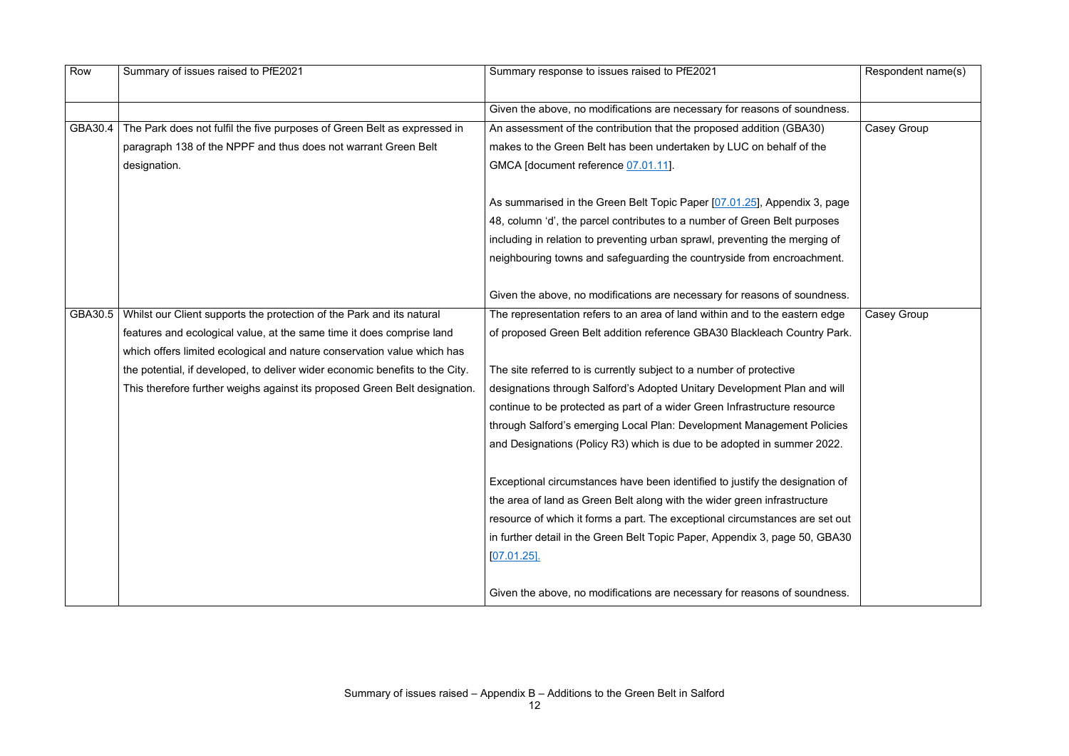| Row | Summary of issues raised to PfE2021 | Summary response to issues raised to PfE2021 | Respondent name(s) |
|---|---|---|---|
| | | Given the above, no modifications are necessary for reasons of soundness. | |
| GBA30.4 | The Park does not fulfil the five purposes of Green Belt as expressed in paragraph 138 of the NPPF and thus does not warrant Green Belt designation. | An assessment of the contribution that the proposed addition (GBA30) makes to the Green Belt has been undertaken by LUC on behalf of the GMCA [document reference 07.01.11].<br><br>As summarised in the Green Belt Topic Paper [07.01.25], Appendix 3, page 48, column 'd', the parcel contributes to a number of Green Belt purposes including in relation to preventing urban sprawl, preventing the merging of neighbouring towns and safeguarding the countryside from encroachment.<br><br>Given the above, no modifications are necessary for reasons of soundness. | Casey Group |
| GBA30.5 | Whilst our Client supports the protection of the Park and its natural features and ecological value, at the same time it does comprise land which offers limited ecological and nature conservation value which has the potential, if developed, to deliver wider economic benefits to the City. This therefore further weighs against its proposed Green Belt designation. | The representation refers to an area of land within and to the eastern edge of proposed Green Belt addition reference GBA30 Blackleach Country Park.<br><br>The site referred to is currently subject to a number of protective designations through Salford's Adopted Unitary Development Plan and will continue to be protected as part of a wider Green Infrastructure resource through Salford's emerging Local Plan: Development Management Policies and Designations (Policy R3) which is due to be adopted in summer 2022.<br><br>Exceptional circumstances have been identified to justify the designation of the area of land as Green Belt along with the wider green infrastructure resource of which it forms a part. The exceptional circumstances are set out in further detail in the Green Belt Topic Paper, Appendix 3, page 50, GBA30 [07.01.25].<br><br>Given the above, no modifications are necessary for reasons of soundness. | Casey Group |

Summary of issues raised – Appendix B – Additions to the Green Belt in Salford